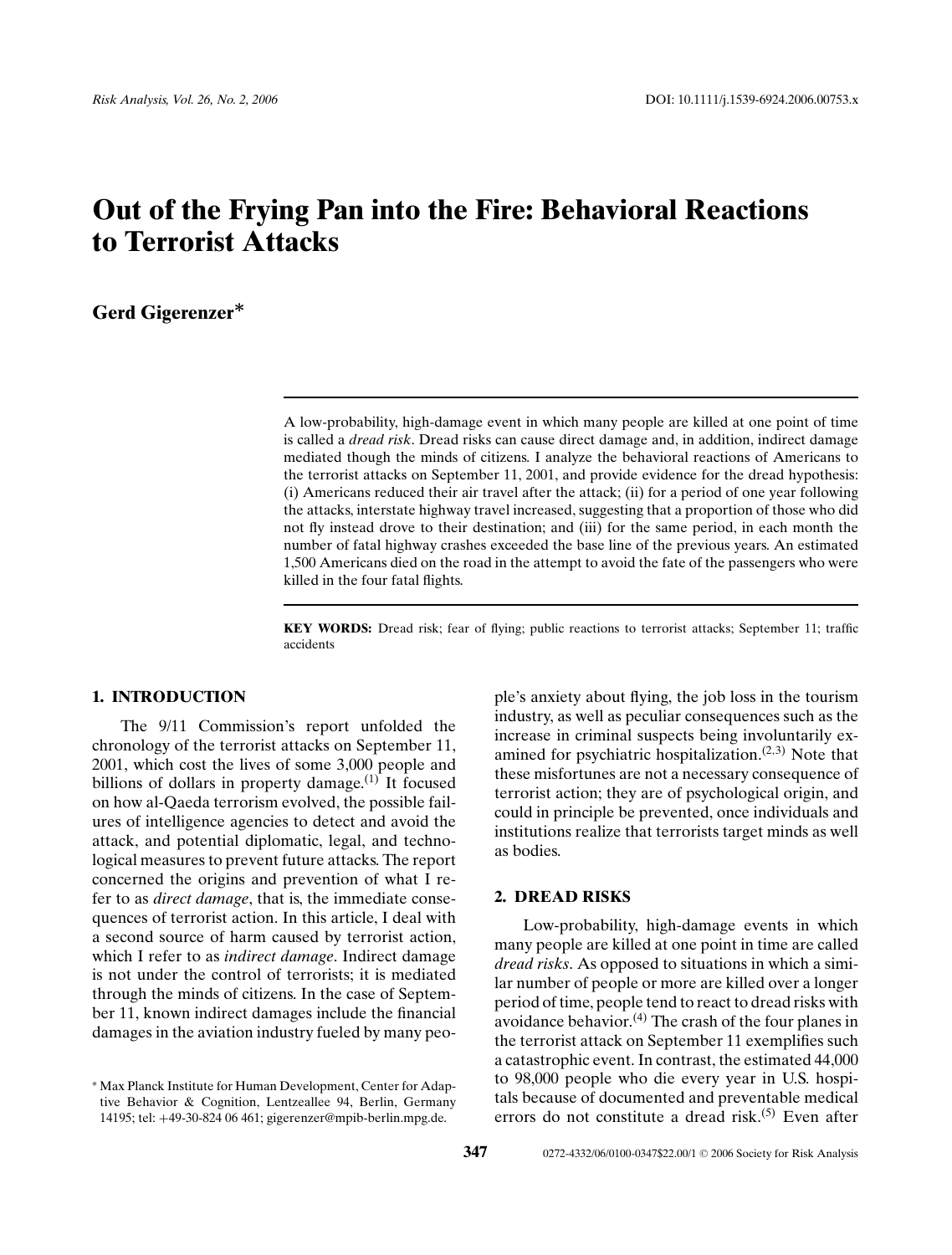# Out of the Frying Pan into the Fire: Behavioral Reactions to Terrorist Attacks

**Gerd Gigerenzer***

A low-probability, high-damage event in which many people are killed at one point of time is called a *dread risk*. Dread risks can cause direct damage and, in addition, indirect damage mediated though the minds of citizens. I analyze the behavioral reactions of Americans to the terrorist attacks on September 11, 2001, and provide evidence for the dread hypothesis: (i) Americans reduced their air travel after the attack; (ii) for a period of one year following the attacks, interstate highway travel increased, suggesting that a proportion of those who did not fly instead drove to their destination; and (iii) for the same period, in each month the number of fatal highway crashes exceeded the base line of the previous years. An estimated 1,500 Americans died on the road in the attempt to avoid the fate of the passengers who were killed in the four fatal flights.

**KEY WORDS:** Dread risk; fear of flying; public reactions to terrorist attacks; September 11; traffic accidents

## 1. INTRODUCTION

The 9/11 Commission's report unfolded the chronology of the terrorist attacks on September 11, 2001, which cost the lives of some 3,000 people and billions of dollars in property damage.[1] It focused on how al-Qaeda terrorism evolved, the possible failures of intelligence agencies to detect and avoid the attack, and potential diplomatic, legal, and technological measures to prevent future attacks. The report concerned the origins and prevention of what I refer to as *direct damage*, that is, the immediate consequences of terrorist action. In this article, I deal with a second source of harm caused by terrorist action, which I refer to as *indirect damage*. Indirect damage is not under the control of terrorists; it is mediated through the minds of citizens. In the case of September 11, known indirect damages include the financial damages in the aviation industry fueled by many people's anxiety about flying, the job loss in the tourism industry, as well as peculiar consequences such as the increase in criminal suspects being involuntarily examined for psychiatric hospitalization.[2,3] Note that these misfortunes are not a necessary consequence of terrorist action; they are of psychological origin, and could in principle be prevented, once individuals and institutions realize that terrorists target minds as well as bodies.

## 2. DREAD RISKS

Low-probability, high-damage events in which many people are killed at one point in time are called *dread risks*. As opposed to situations in which a similar number of people or more are killed over a longer period of time, people tend to react to dread risks with avoidance behavior.[4] The crash of the four planes in the terrorist attack on September 11 exemplifies such a catastrophic event. In contrast, the estimated 44,000 to 98,000 people who die every year in U.S. hospitals because of documented and preventable medical errors do not constitute a dread risk.[5] Even after

\* Max Planck Institute for Human Development, Center for Adaptive Behavior & Cognition, Lentzeallee 94, Berlin, Germany 14195; tel: +49-30-824 06 461; gigerenzer@mpib-berlin.mpg.de.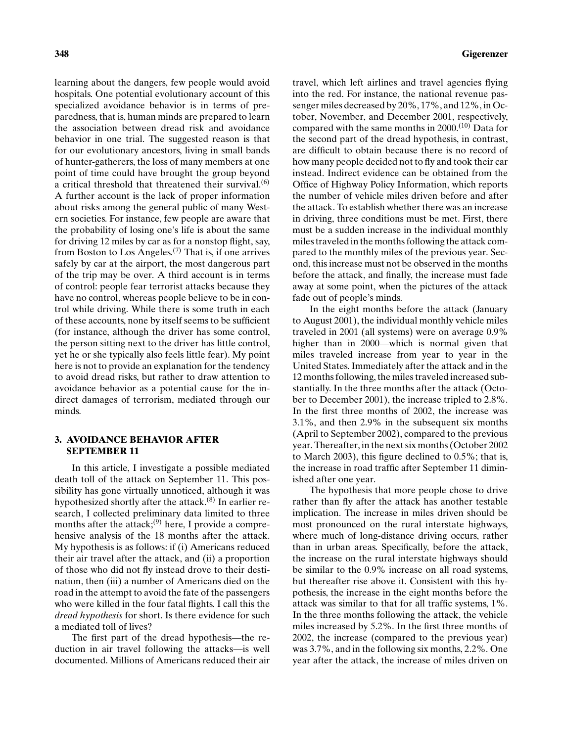learning about the dangers, few people would avoid hospitals. One potential evolutionary account of this specialized avoidance behavior is in terms of preparedness, that is, human minds are prepared to learn the association between dread risk and avoidance behavior in one trial. The suggested reason is that for our evolutionary ancestors, living in small bands of hunter-gatherers, the loss of many members at one point of time could have brought the group beyond a critical threshold that threatened their survival.[6] A further account is the lack of proper information about risks among the general public of many Western societies. For instance, few people are aware that the probability of losing one's life is about the same for driving 12 miles by car as for a nonstop flight, say, from Boston to Los Angeles.[7] That is, if one arrives safely by car at the airport, the most dangerous part of the trip may be over. A third account is in terms of control: people fear terrorist attacks because they have no control, whereas people believe to be in control while driving. While there is some truth in each of these accounts, none by itself seems to be sufficient (for instance, although the driver has some control, the person sitting next to the driver has little control, yet he or she typically also feels little fear). My point here is not to provide an explanation for the tendency to avoid dread risks, but rather to draw attention to avoidance behavior as a potential cause for the indirect damages of terrorism, mediated through our minds.

## 3. AVOIDANCE BEHAVIOR AFTER SEPTEMBER 11

In this article, I investigate a possible mediated death toll of the attack on September 11. This possibility has gone virtually unnoticed, although it was hypothesized shortly after the attack.[8] In earlier research, I collected preliminary data limited to three months after the attack;[9] here, I provide a comprehensive analysis of the 18 months after the attack. My hypothesis is as follows: if (i) Americans reduced their air travel after the attack, and (ii) a proportion of those who did not fly instead drove to their destination, then (iii) a number of Americans died on the road in the attempt to avoid the fate of the passengers who were killed in the four fatal flights. I call this the *dread hypothesis* for short. Is there evidence for such a mediated toll of lives?

The first part of the dread hypothesis—the reduction in air travel following the attacks—is well documented. Millions of Americans reduced their air travel, which left airlines and travel agencies flying into the red. For instance, the national revenue passenger miles decreased by 20%, 17%, and 12%, in October, November, and December 2001, respectively, compared with the same months in 2000.[10] Data for the second part of the dread hypothesis, in contrast, are difficult to obtain because there is no record of how many people decided not to fly and took their car instead. Indirect evidence can be obtained from the Office of Highway Policy Information, which reports the number of vehicle miles driven before and after the attack. To establish whether there was an increase in driving, three conditions must be met. First, there must be a sudden increase in the individual monthly miles traveled in the months following the attack compared to the monthly miles of the previous year. Second, this increase must not be observed in the months before the attack, and finally, the increase must fade away at some point, when the pictures of the attack fade out of people's minds.

In the eight months before the attack (January to August 2001), the individual monthly vehicle miles traveled in 2001 (all systems) were on average 0.9% higher than in 2000—which is normal given that miles traveled increase from year to year in the United States. Immediately after the attack and in the 12 months following, the miles traveled increased substantially. In the three months after the attack (October to December 2001), the increase tripled to 2.8%. In the first three months of 2002, the increase was 3.1%, and then 2.9% in the subsequent six months (April to September 2002), compared to the previous year. Thereafter, in the next six months (October 2002 to March 2003), this figure declined to 0.5%; that is, the increase in road traffic after September 11 diminished after one year.

The hypothesis that more people chose to drive rather than fly after the attack has another testable implication. The increase in miles driven should be most pronounced on the rural interstate highways, where much of long-distance driving occurs, rather than in urban areas. Specifically, before the attack, the increase on the rural interstate highways should be similar to the 0.9% increase on all road systems, but thereafter rise above it. Consistent with this hypothesis, the increase in the eight months before the attack was similar to that for all traffic systems, 1%. In the three months following the attack, the vehicle miles increased by 5.2%. In the first three months of 2002, the increase (compared to the previous year) was 3.7%, and in the following six months, 2.2%. One year after the attack, the increase of miles driven on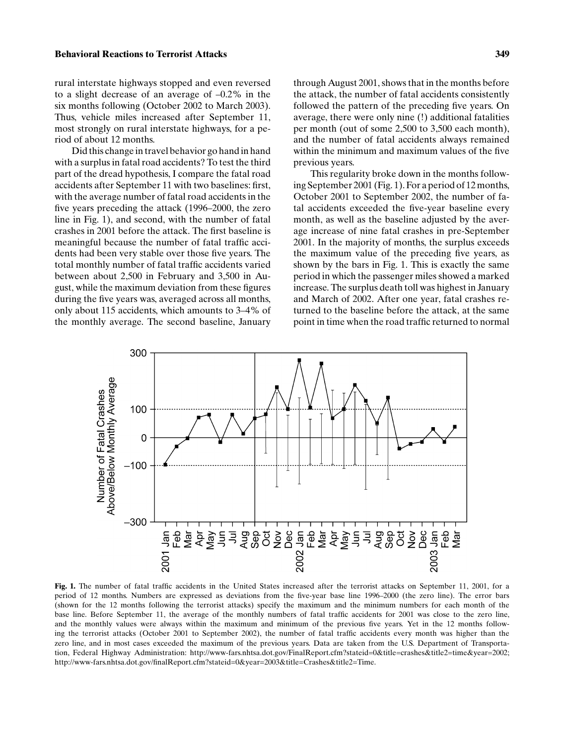rural interstate highways stopped and even reversed to a slight decrease of an average of –0.2% in the six months following (October 2002 to March 2003). Thus, vehicle miles increased after September 11, most strongly on rural interstate highways, for a period of about 12 months.

Did this change in travel behavior go hand in hand with a surplus in fatal road accidents? To test the third part of the dread hypothesis, I compare the fatal road accidents after September 11 with two baselines: first, with the average number of fatal road accidents in the five years preceding the attack (1996–2000, the zero line in Fig. 1), and second, with the number of fatal crashes in 2001 before the attack. The first baseline is meaningful because the number of fatal traffic accidents had been very stable over those five years. The total monthly number of fatal traffic accidents varied between about 2,500 in February and 3,500 in August, while the maximum deviation from these figures during the five years was, averaged across all months, only about 115 accidents, which amounts to 3–4% of the monthly average. The second baseline, January through August 2001, shows that in the months before the attack, the number of fatal accidents consistently followed the pattern of the preceding five years. On average, there were only nine (!) additional fatalities per month (out of some 2,500 to 3,500 each month), and the number of fatal accidents always remained within the minimum and maximum values of the five previous years.

This regularity broke down in the months following September 2001 (Fig. 1). For a period of 12 months, October 2001 to September 2002, the number of fatal accidents exceeded the five-year baseline every month, as well as the baseline adjusted by the average increase of nine fatal crashes in pre-September 2001. In the majority of months, the surplus exceeds the maximum value of the preceding five years, as shown by the bars in Fig. 1. This is exactly the same period in which the passenger miles showed a marked increase. The surplus death toll was highest in January and March of 2002. After one year, fatal crashes returned to the baseline before the attack, at the same point in time when the road traffic returned to normal

**Fig. 1.** The number of fatal traffic accidents in the United States increased after the terrorist attacks on September 11, 2001, for a period of 12 months. Numbers are expressed as deviations from the five-year base line 1996–2000 (the zero line). The error bars (shown for the 12 months following the terrorist attacks) specify the maximum and the minimum numbers for each month of the base line. Before September 11, the average of the monthly numbers of fatal traffic accidents for 2001 was close to the zero line, and the monthly values were always within the maximum and minimum of the previous five years. Yet in the 12 months following the terrorist attacks (October 2001 to September 2002), the number of fatal traffic accidents every month was higher than the zero line, and in most cases exceeded the maximum of the previous years. Data are taken from the U.S. Department of Transportation, Federal Highway Administration: http://www-fars.nhtsa.dot.gov/FinalReport.cfm?stateid=0&title=crashes&title2=time&year=2002; http://www-fars.nhtsa.dot.gov/finalReport.cfm?stateid=0&year=2003&title=Crashes&title2=Time.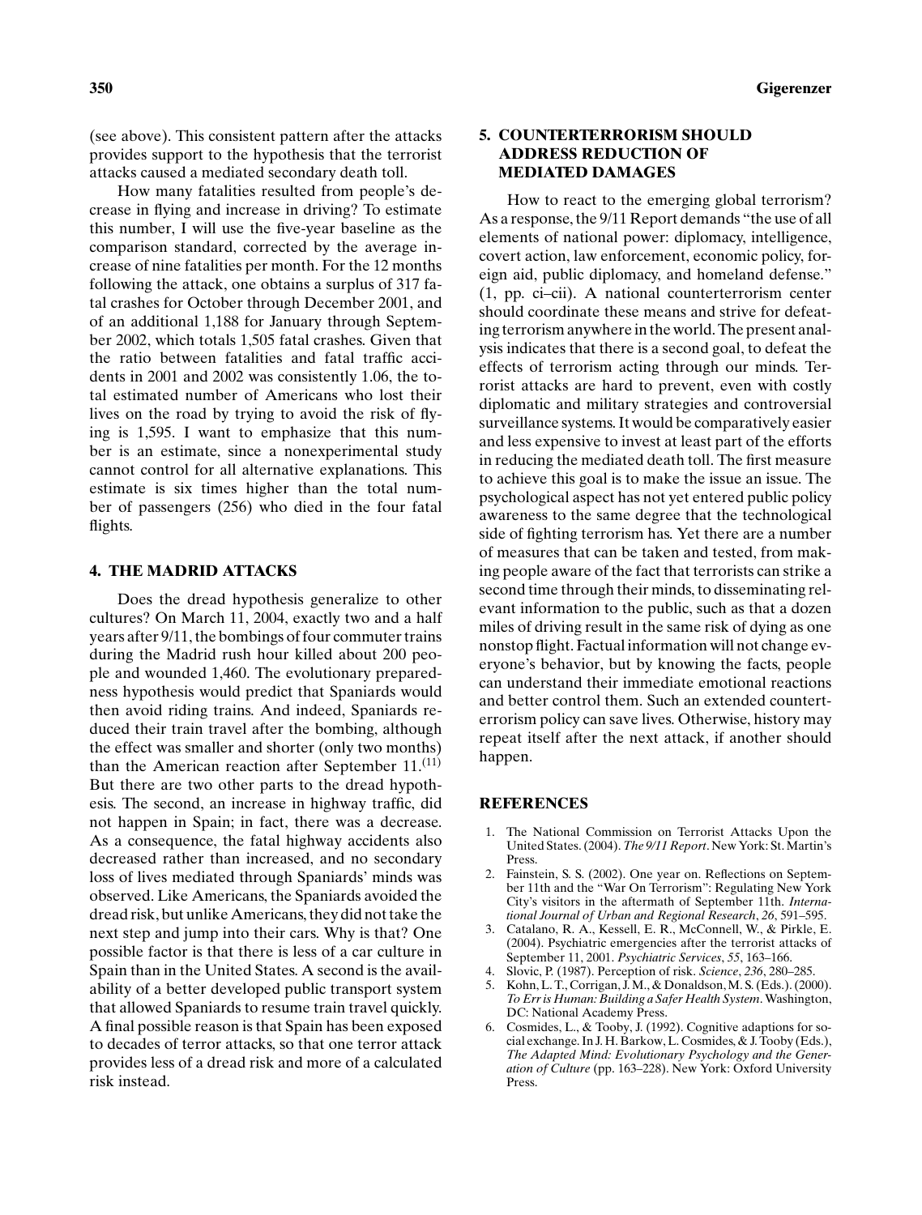(see above). This consistent pattern after the attacks provides support to the hypothesis that the terrorist attacks caused a mediated secondary death toll.

How many fatalities resulted from people's decrease in flying and increase in driving? To estimate this number, I will use the five-year baseline as the comparison standard, corrected by the average increase of nine fatalities per month. For the 12 months following the attack, one obtains a surplus of 317 fatal crashes for October through December 2001, and of an additional 1,188 for January through September 2002, which totals 1,505 fatal crashes. Given that the ratio between fatalities and fatal traffic accidents in 2001 and 2002 was consistently 1.06, the total estimated number of Americans who lost their lives on the road by trying to avoid the risk of flying is 1,595. I want to emphasize that this number is an estimate, since a nonexperimental study cannot control for all alternative explanations. This estimate is six times higher than the total number of passengers (256) who died in the four fatal flights.

## 4. THE MADRID ATTACKS

Does the dread hypothesis generalize to other cultures? On March 11, 2004, exactly two and a half years after 9/11, the bombings of four commuter trains during the Madrid rush hour killed about 200 people and wounded 1,460. The evolutionary preparedness hypothesis would predict that Spaniards would then avoid riding trains. And indeed, Spaniards reduced their train travel after the bombing, although the effect was smaller and shorter (only two months) than the American reaction after September 11.[11] But there are two other parts to the dread hypothesis. The second, an increase in highway traffic, did not happen in Spain; in fact, there was a decrease. As a consequence, the fatal highway accidents also decreased rather than increased, and no secondary loss of lives mediated through Spaniards' minds was observed. Like Americans, the Spaniards avoided the dread risk, but unlike Americans, they did not take the next step and jump into their cars. Why is that? One possible factor is that there is less of a car culture in Spain than in the United States. A second is the availability of a better developed public transport system that allowed Spaniards to resume train travel quickly. A final possible reason is that Spain has been exposed to decades of terror attacks, so that one terror attack provides less of a dread risk and more of a calculated risk instead.

## 5. COUNTERTERRORISM SHOULD ADDRESS REDUCTION OF MEDIATED DAMAGES

How to react to the emerging global terrorism? As a response, the 9/11 Report demands "the use of all elements of national power: diplomacy, intelligence, covert action, law enforcement, economic policy, foreign aid, public diplomacy, and homeland defense." (1, pp. ci–cii). A national counterterrorism center should coordinate these means and strive for defeating terrorism anywhere in the world. The present analysis indicates that there is a second goal, to defeat the effects of terrorism acting through our minds. Terrorist attacks are hard to prevent, even with costly diplomatic and military strategies and controversial surveillance systems. It would be comparatively easier and less expensive to invest at least part of the efforts in reducing the mediated death toll. The first measure to achieve this goal is to make the issue an issue. The psychological aspect has not yet entered public policy awareness to the same degree that the technological side of fighting terrorism has. Yet there are a number of measures that can be taken and tested, from making people aware of the fact that terrorists can strike a second time through their minds, to disseminating relevant information to the public, such as that a dozen miles of driving result in the same risk of dying as one nonstop flight. Factual information will not change everyone's behavior, but by knowing the facts, people can understand their immediate emotional reactions and better control them. Such an extended counterterrorism policy can save lives. Otherwise, history may repeat itself after the next attack, if another should happen.

## REFERENCES

1. The National Commission on Terrorist Attacks Upon the United States. (2004). *The 9/11 Report*. New York: St. Martin's Press.
2. Fainstein, S. S. (2002). One year on. Reflections on September 11th and the "War On Terrorism": Regulating New York City's visitors in the aftermath of September 11th. *International Journal of Urban and Regional Research*, *26*, 591–595.
3. Catalano, R. A., Kessell, E. R., McConnell, W., & Pirkle, E. (2004). Psychiatric emergencies after the terrorist attacks of September 11, 2001. *Psychiatric Services*, *55*, 163–166.
4. Slovic, P. (1987). Perception of risk. *Science*, *236*, 280–285.
5. Kohn, L. T., Corrigan, J. M., & Donaldson, M. S. (Eds.). (2000). *To Err is Human: Building a Safer Health System*. Washington, DC: National Academy Press.
6. Cosmides, L., & Tooby, J. (1992). Cognitive adaptions for social exchange. In J. H. Barkow, L. Cosmides, & J. Tooby (Eds.), *The Adapted Mind: Evolutionary Psychology and the Generation of Culture* (pp. 163–228). New York: Oxford University Press.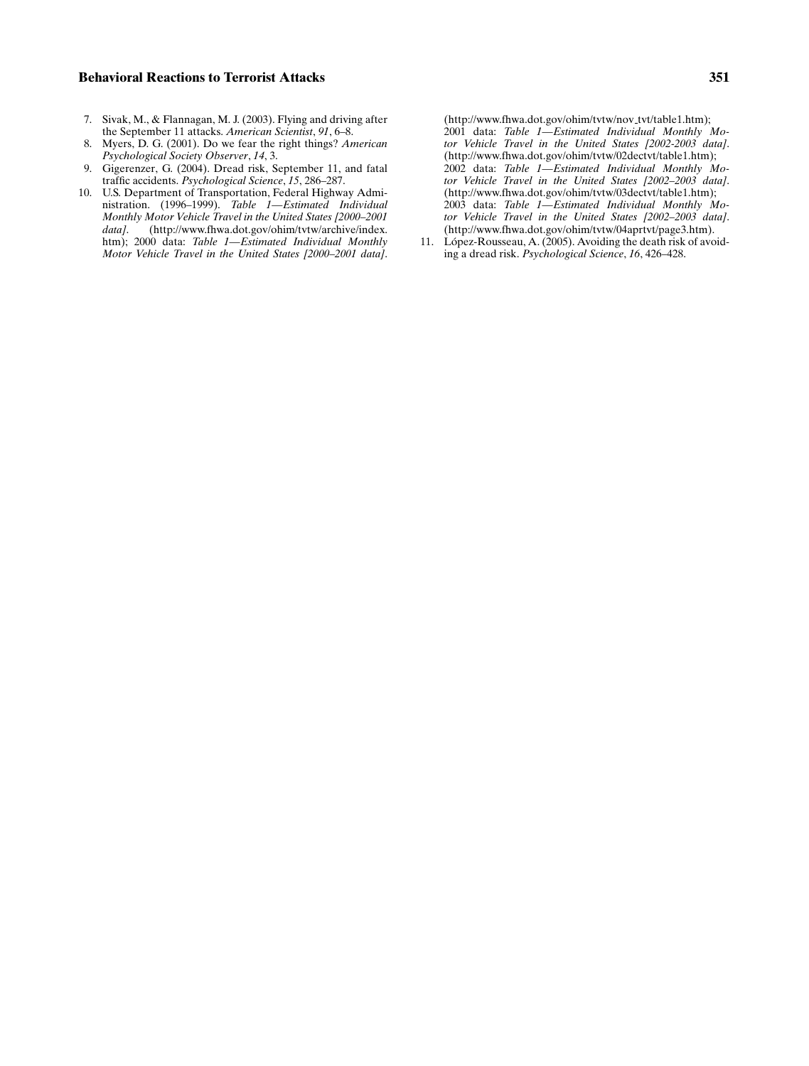7. Sivak, M., & Flannagan, M. J. (2003). Flying and driving after the September 11 attacks. *American Scientist*, *91*, 6–8.
8. Myers, D. G. (2001). Do we fear the right things? *American Psychological Society Observer*, *14*, 3.
9. Gigerenzer, G. (2004). Dread risk, September 11, and fatal traffic accidents. *Psychological Science*, *15*, 286–287.
10. U.S. Department of Transportation, Federal Highway Administration. (1996–1999). *Table 1—Estimated Individual Monthly Motor Vehicle Travel in the United States [2000–2001 data].* (http://www.fhwa.dot.gov/ohim/tvtw/archive/index.htm); 2000 data: *Table 1—Estimated Individual Monthly Motor Vehicle Travel in the United States [2000–2001 data]*. (http://www.fhwa.dot.gov/ohim/tvtw/nov_tvt/table1.htm); 2001 data: *Table 1—Estimated Individual Monthly Motor Vehicle Travel in the United States [2002-2003 data]*. (http://www.fhwa.dot.gov/ohim/tvtw/02dectvt/table1.htm); 2002 data: *Table 1—Estimated Individual Monthly Motor Vehicle Travel in the United States [2002–2003 data]*. (http://www.fhwa.dot.gov/ohim/tvtw/03dectvt/table1.htm); 2003 data: *Table 1—Estimated Individual Monthly Motor Vehicle Travel in the United States [2002–2003 data]*. (http://www.fhwa.dot.gov/ohim/tvtw/04aprtvt/page3.htm).
11. López-Rousseau, A. (2005). Avoiding the death risk of avoiding a dread risk. *Psychological Science*, *16*, 426–428.